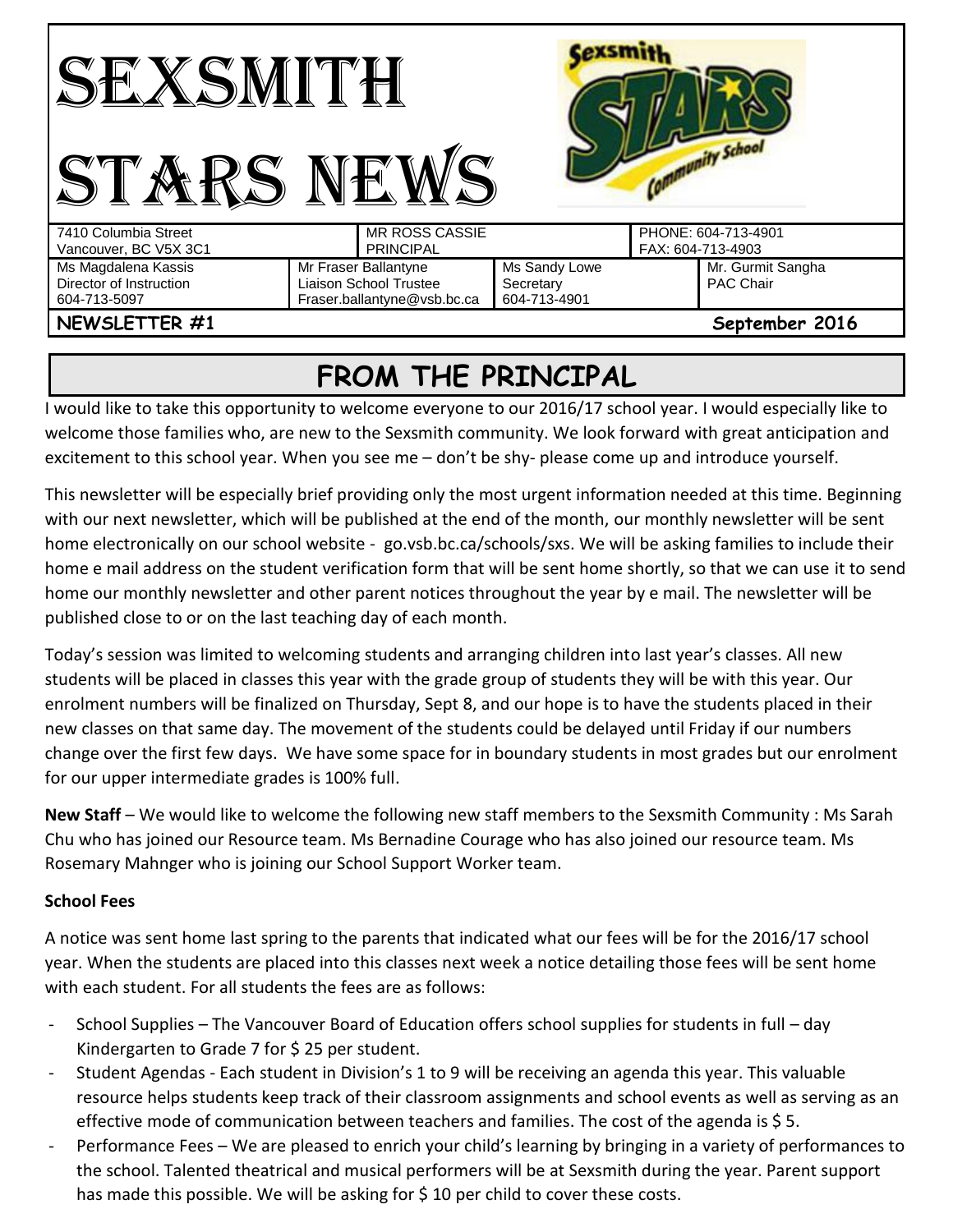# SEXSMITH STARS NEWS

| 7410 Columbia Street<br>Vancouver, BC V5X 3C1 | MR ROSS CASSIE<br>PRINCIPAL | | PHONE: 604-713-4901<br>FAX: 604-713-4903 |
|---|---|---|---|
| Ms Magdalena Kassis<br>Director of Instruction<br>604-713-5097 | Mr Fraser Ballantyne<br>Liaison School Trustee<br>Fraser.ballantyne@vsb.bc.ca | Ms Sandy Lowe<br>Secretary<br>604-713-4901 | Mr. Gurmit Sangha<br>PAC Chair |

**NEWSLETTER #1** **September 2016**

## FROM THE PRINCIPAL

I would like to take this opportunity to welcome everyone to our 2016/17 school year. I would especially like to welcome those families who, are new to the Sexsmith community. We look forward with great anticipation and excitement to this school year. When you see me – don't be shy- please come up and introduce yourself.

This newsletter will be especially brief providing only the most urgent information needed at this time. Beginning with our next newsletter, which will be published at the end of the month, our monthly newsletter will be sent home electronically on our school website - go.vsb.bc.ca/schools/sxs. We will be asking families to include their home e mail address on the student verification form that will be sent home shortly, so that we can use it to send home our monthly newsletter and other parent notices throughout the year by e mail. The newsletter will be published close to or on the last teaching day of each month.

Today's session was limited to welcoming students and arranging children into last year's classes. All new students will be placed in classes this year with the grade group of students they will be with this year. Our enrolment numbers will be finalized on Thursday, Sept 8, and our hope is to have the students placed in their new classes on that same day. The movement of the students could be delayed until Friday if our numbers change over the first few days. We have some space for in boundary students in most grades but our enrolment for our upper intermediate grades is 100% full.

**New Staff** – We would like to welcome the following new staff members to the Sexsmith Community : Ms Sarah Chu who has joined our Resource team. Ms Bernadine Courage who has also joined our resource team. Ms Rosemary Mahnger who is joining our School Support Worker team.

**School Fees**

A notice was sent home last spring to the parents that indicated what our fees will be for the 2016/17 school year. When the students are placed into this classes next week a notice detailing those fees will be sent home with each student. For all students the fees are as follows:

- School Supplies – The Vancouver Board of Education offers school supplies for students in full – day Kindergarten to Grade 7 for $ 25 per student.
- Student Agendas - Each student in Division's 1 to 9 will be receiving an agenda this year. This valuable resource helps students keep track of their classroom assignments and school events as well as serving as an effective mode of communication between teachers and families. The cost of the agenda is $ 5.
- Performance Fees – We are pleased to enrich your child's learning by bringing in a variety of performances to the school. Talented theatrical and musical performers will be at Sexsmith during the year. Parent support has made this possible. We will be asking for $ 10 per child to cover these costs.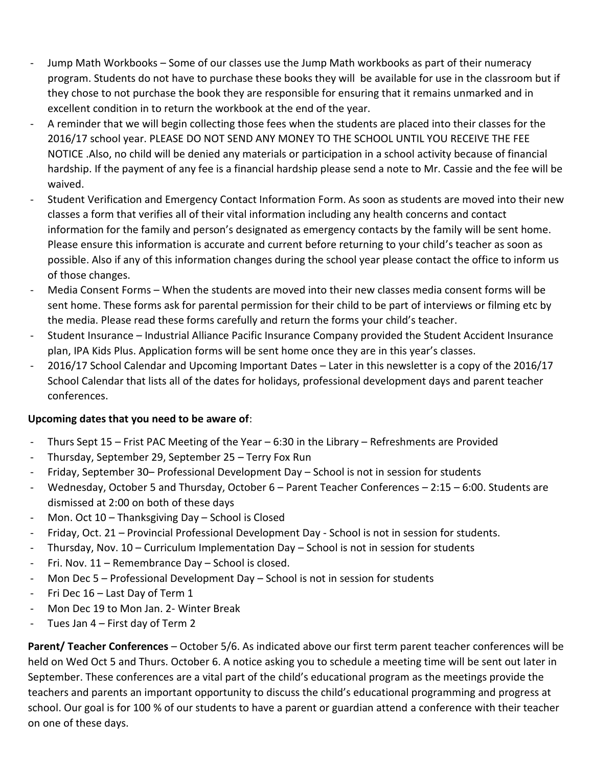- Jump Math Workbooks – Some of our classes use the Jump Math workbooks as part of their numeracy program. Students do not have to purchase these books they will be available for use in the classroom but if they chose to not purchase the book they are responsible for ensuring that it remains unmarked and in excellent condition in to return the workbook at the end of the year.
- A reminder that we will begin collecting those fees when the students are placed into their classes for the 2016/17 school year. PLEASE DO NOT SEND ANY MONEY TO THE SCHOOL UNTIL YOU RECEIVE THE FEE NOTICE .Also, no child will be denied any materials or participation in a school activity because of financial hardship. If the payment of any fee is a financial hardship please send a note to Mr. Cassie and the fee will be waived.
- Student Verification and Emergency Contact Information Form. As soon as students are moved into their new classes a form that verifies all of their vital information including any health concerns and contact information for the family and person's designated as emergency contacts by the family will be sent home. Please ensure this information is accurate and current before returning to your child's teacher as soon as possible. Also if any of this information changes during the school year please contact the office to inform us of those changes.
- Media Consent Forms – When the students are moved into their new classes media consent forms will be sent home. These forms ask for parental permission for their child to be part of interviews or filming etc by the media. Please read these forms carefully and return the forms your child's teacher.
- Student Insurance – Industrial Alliance Pacific Insurance Company provided the Student Accident Insurance plan, IPA Kids Plus. Application forms will be sent home once they are in this year's classes.
- 2016/17 School Calendar and Upcoming Important Dates – Later in this newsletter is a copy of the 2016/17 School Calendar that lists all of the dates for holidays, professional development days and parent teacher conferences.

**Upcoming dates that you need to be aware of**:

- Thurs Sept 15 – Frist PAC Meeting of the Year – 6:30 in the Library – Refreshments are Provided
- Thursday, September 29, September 25 – Terry Fox Run
- Friday, September 30– Professional Development Day – School is not in session for students
- Wednesday, October 5 and Thursday, October 6 – Parent Teacher Conferences – 2:15 – 6:00. Students are dismissed at 2:00 on both of these days
- Mon. Oct 10 – Thanksgiving Day – School is Closed
- Friday, Oct. 21 – Provincial Professional Development Day - School is not in session for students.
- Thursday, Nov. 10 – Curriculum Implementation Day – School is not in session for students
- Fri. Nov. 11 – Remembrance Day – School is closed.
- Mon Dec 5 – Professional Development Day – School is not in session for students
- Fri Dec 16 – Last Day of Term 1
- Mon Dec 19 to Mon Jan. 2- Winter Break
- Tues Jan 4 – First day of Term 2

**Parent/ Teacher Conferences** – October 5/6. As indicated above our first term parent teacher conferences will be held on Wed Oct 5 and Thurs. October 6. A notice asking you to schedule a meeting time will be sent out later in September. These conferences are a vital part of the child's educational program as the meetings provide the teachers and parents an important opportunity to discuss the child's educational programming and progress at school. Our goal is for 100 % of our students to have a parent or guardian attend a conference with their teacher on one of these days.